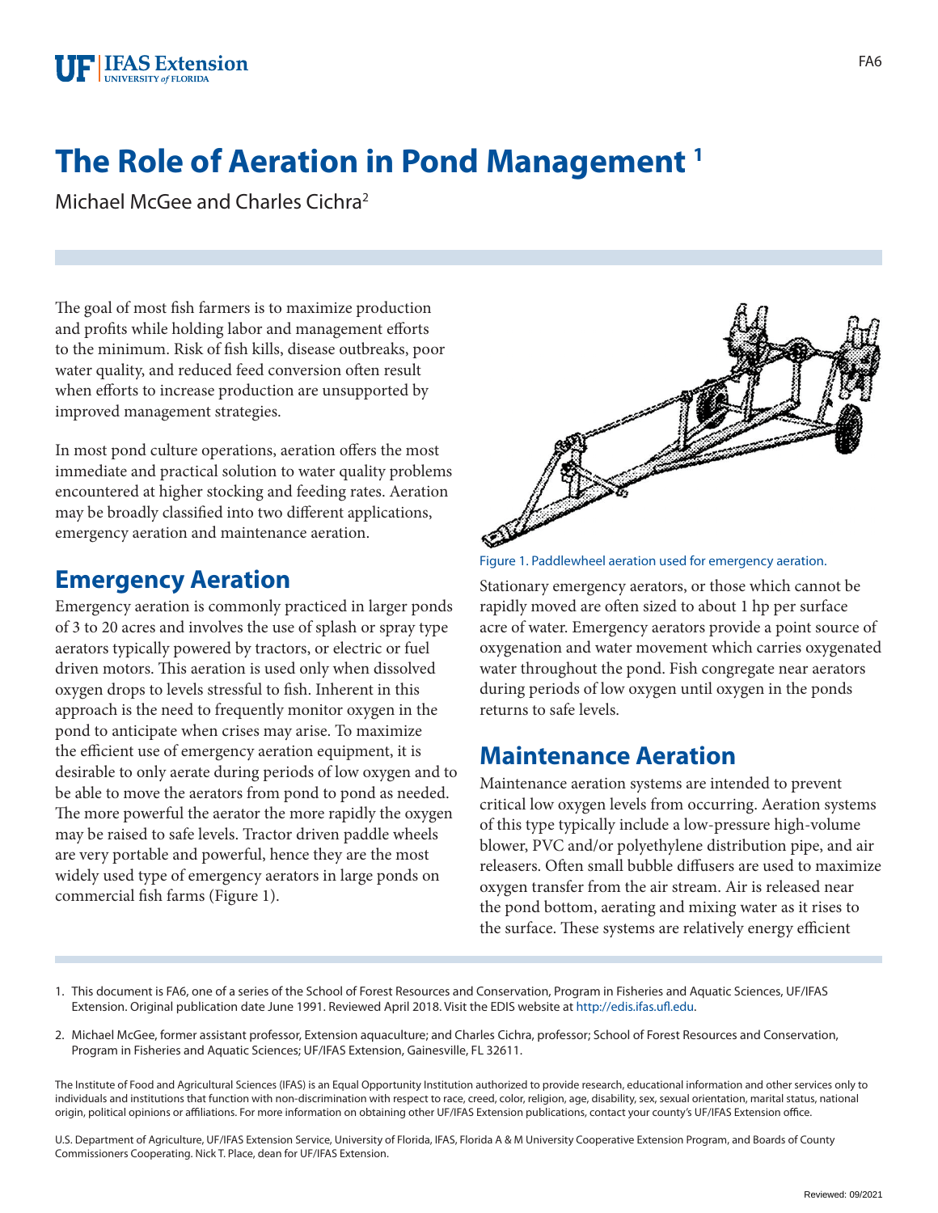# The Role of Aeration in Pond Management [1]

Michael McGee and Charles Cichra[2]

The goal of most fish farmers is to maximize production and profits while holding labor and management efforts to the minimum. Risk of fish kills, disease outbreaks, poor water quality, and reduced feed conversion often result when efforts to increase production are unsupported by improved management strategies.

In most pond culture operations, aeration offers the most immediate and practical solution to water quality problems encountered at higher stocking and feeding rates. Aeration may be broadly classified into two different applications, emergency aeration and maintenance aeration.

## Emergency Aeration

Emergency aeration is commonly practiced in larger ponds of 3 to 20 acres and involves the use of splash or spray type aerators typically powered by tractors, or electric or fuel driven motors. This aeration is used only when dissolved oxygen drops to levels stressful to fish. Inherent in this approach is the need to frequently monitor oxygen in the pond to anticipate when crises may arise. To maximize the efficient use of emergency aeration equipment, it is desirable to only aerate during periods of low oxygen and to be able to move the aerators from pond to pond as needed. The more powerful the aerator the more rapidly the oxygen may be raised to safe levels. Tractor driven paddle wheels are very portable and powerful, hence they are the most widely used type of emergency aerators in large ponds on commercial fish farms (Figure 1).

Figure 1. Paddlewheel aeration used for emergency aeration.

Stationary emergency aerators, or those which cannot be rapidly moved are often sized to about 1 hp per surface acre of water. Emergency aerators provide a point source of oxygenation and water movement which carries oxygenated water throughout the pond. Fish congregate near aerators during periods of low oxygen until oxygen in the ponds returns to safe levels.

## Maintenance Aeration

Maintenance aeration systems are intended to prevent critical low oxygen levels from occurring. Aeration systems of this type typically include a low-pressure high-volume blower, PVC and/or polyethylene distribution pipe, and air releasers. Often small bubble diffusers are used to maximize oxygen transfer from the air stream. Air is released near the pond bottom, aerating and mixing water as it rises to the surface. These systems are relatively energy efficient

1. This document is FA6, one of a series of the School of Forest Resources and Conservation, Program in Fisheries and Aquatic Sciences, UF/IFAS Extension. Original publication date June 1991. Reviewed April 2018. Visit the EDIS website at http://edis.ifas.ufl.edu.

2. Michael McGee, former assistant professor, Extension aquaculture; and Charles Cichra, professor; School of Forest Resources and Conservation, Program in Fisheries and Aquatic Sciences; UF/IFAS Extension, Gainesville, FL 32611.

The Institute of Food and Agricultural Sciences (IFAS) is an Equal Opportunity Institution authorized to provide research, educational information and other services only to individuals and institutions that function with non-discrimination with respect to race, creed, color, religion, age, disability, sex, sexual orientation, marital status, national origin, political opinions or affiliations. For more information on obtaining other UF/IFAS Extension publications, contact your county's UF/IFAS Extension office.

U.S. Department of Agriculture, UF/IFAS Extension Service, University of Florida, IFAS, Florida A & M University Cooperative Extension Program, and Boards of County Commissioners Cooperating. Nick T. Place, dean for UF/IFAS Extension.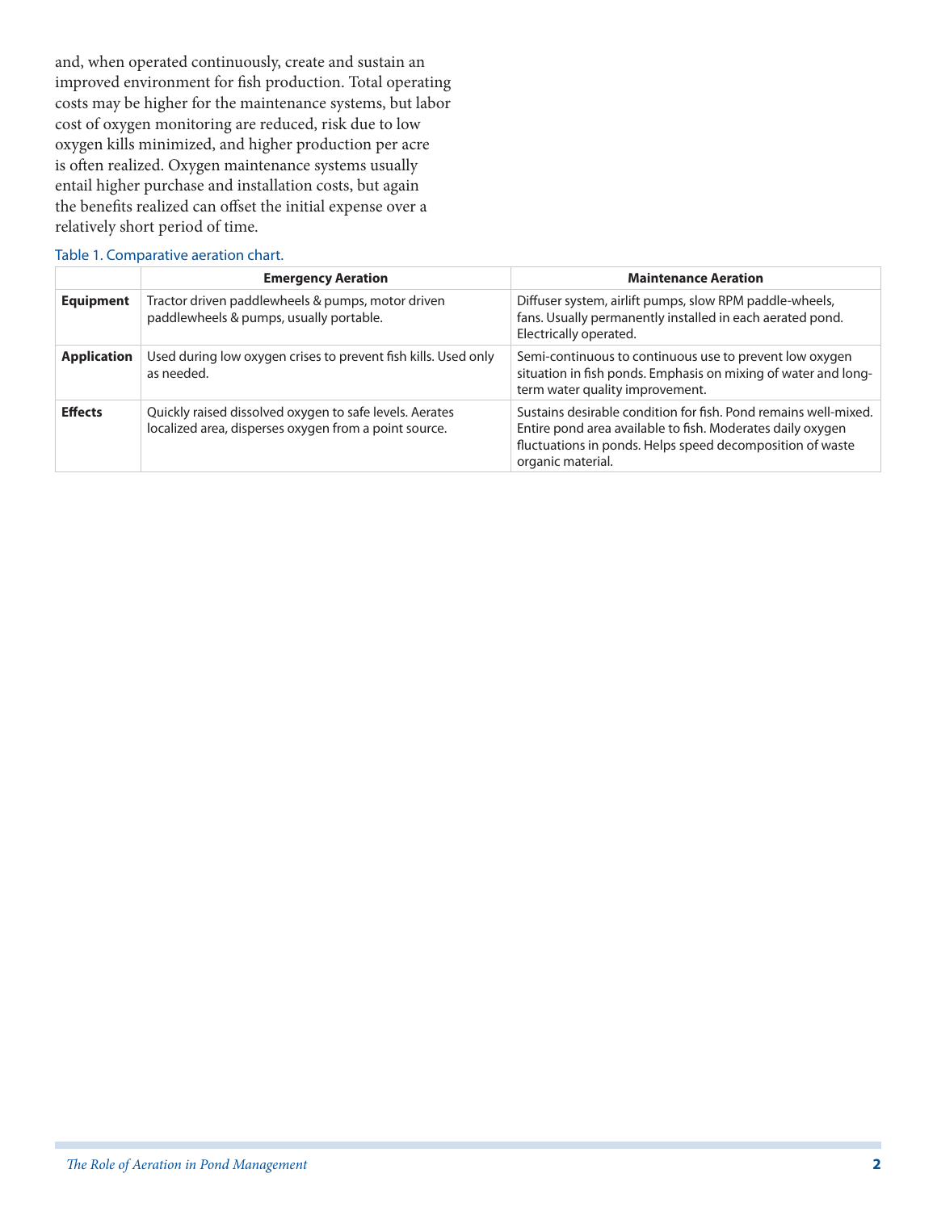and, when operated continuously, create and sustain an improved environment for fish production. Total operating costs may be higher for the maintenance systems, but labor cost of oxygen monitoring are reduced, risk due to low oxygen kills minimized, and higher production per acre is often realized. Oxygen maintenance systems usually entail higher purchase and installation costs, but again the benefits realized can offset the initial expense over a relatively short period of time.

Table 1. Comparative aeration chart.

| | Emergency Aeration | Maintenance Aeration |
|---|---|---|
| **Equipment** | Tractor driven paddlewheels & pumps, motor driven paddlewheels & pumps, usually portable. | Diffuser system, airlift pumps, slow RPM paddle-wheels, fans. Usually permanently installed in each aerated pond. Electrically operated. |
| **Application** | Used during low oxygen crises to prevent fish kills. Used only as needed. | Semi-continuous to continuous use to prevent low oxygen situation in fish ponds. Emphasis on mixing of water and long-term water quality improvement. |
| **Effects** | Quickly raised dissolved oxygen to safe levels. Aerates localized area, disperses oxygen from a point source. | Sustains desirable condition for fish. Pond remains well-mixed. Entire pond area available to fish. Moderates daily oxygen fluctuations in ponds. Helps speed decomposition of waste organic material. |